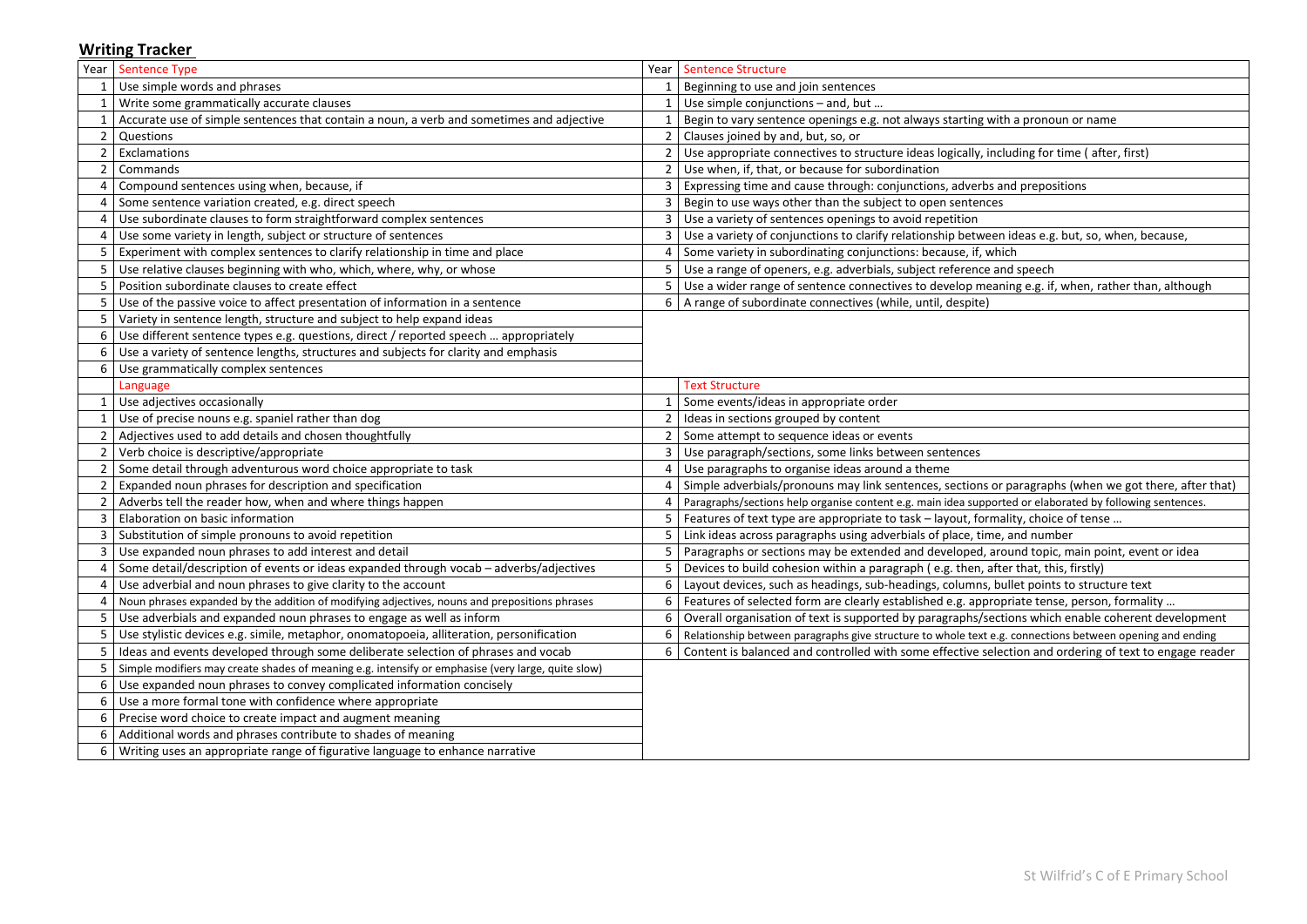## Writing Tracker

| Year | Sentence Type | Year | Sentence Structure |
|---|---|---|---|
| 1 | Use simple words and phrases | 1 | Beginning to use and join sentences |
| 1 | Write some grammatically accurate clauses | 1 | Use simple conjunctions – and, but … |
| 1 | Accurate use of simple sentences that contain a noun, a verb and sometimes and adjective | 1 | Begin to vary sentence openings e.g. not always starting with a pronoun or name |
| 2 | Questions | 2 | Clauses joined by and, but, so, or |
| 2 | Exclamations | 2 | Use appropriate connectives to structure ideas logically, including for time ( after, first) |
| 2 | Commands | 2 | Use when, if, that, or because for subordination |
| 4 | Compound sentences using when, because, if | 3 | Expressing time and cause through: conjunctions, adverbs and prepositions |
| 4 | Some sentence variation created, e.g. direct speech | 3 | Begin to use ways other than the subject to open sentences |
| 4 | Use subordinate clauses to form straightforward complex sentences | 3 | Use a variety of sentences openings to avoid repetition |
| 4 | Use some variety in length, subject or structure of sentences | 3 | Use a variety of conjunctions to clarify relationship between ideas e.g. but, so, when, because, |
| 5 | Experiment with complex sentences to clarify relationship in time and place | 4 | Some variety in subordinating conjunctions: because, if, which |
| 5 | Use relative clauses beginning with who, which, where, why, or whose | 5 | Use a range of openers, e.g. adverbials, subject reference and speech |
| 5 | Position subordinate clauses to create effect | 5 | Use a wider range of sentence connectives to develop meaning e.g. if, when, rather than, although |
| 5 | Use of the passive voice to affect presentation of information in a sentence | 6 | A range of subordinate connectives (while, until, despite) |
| 5 | Variety in sentence length, structure and subject to help expand ideas | | |
| 6 | Use different sentence types e.g. questions, direct / reported speech … appropriately | | |
| 6 | Use a variety of sentence lengths, structures and subjects for clarity and emphasis | | |
| 6 | Use grammatically complex sentences | | |
| | Language | | Text Structure |
| 1 | Use adjectives occasionally | 1 | Some events/ideas in appropriate order |
| 1 | Use of precise nouns e.g. spaniel rather than dog | 2 | Ideas in sections grouped by content |
| 2 | Adjectives used to add details and chosen thoughtfully | 2 | Some attempt to sequence ideas or events |
| 2 | Verb choice is descriptive/appropriate | 3 | Use paragraph/sections, some links between sentences |
| 2 | Some detail through adventurous word choice appropriate to task | 4 | Use paragraphs to organise ideas around a theme |
| 2 | Expanded noun phrases for description and specification | 4 | Simple adverbials/pronouns may link sentences, sections or paragraphs (when we got there, after that) |
| 2 | Adverbs tell the reader how, when and where things happen | 4 | Paragraphs/sections help organise content e.g. main idea supported or elaborated by following sentences. |
| 3 | Elaboration on basic information | 5 | Features of text type are appropriate to task – layout, formality, choice of tense … |
| 3 | Substitution of simple pronouns to avoid repetition | 5 | Link ideas across paragraphs using adverbials of place, time, and number |
| 3 | Use expanded noun phrases to add interest and detail | 5 | Paragraphs or sections may be extended and developed, around topic, main point, event or idea |
| 4 | Some detail/description of events or ideas expanded through vocab – adverbs/adjectives | 5 | Devices to build cohesion within a paragraph ( e.g. then, after that, this, firstly) |
| 4 | Use adverbial and noun phrases to give clarity to the account | 6 | Layout devices, such as headings, sub-headings, columns, bullet points to structure text |
| 4 | Noun phrases expanded by the addition of modifying adjectives, nouns and prepositions phrases | 6 | Features of selected form are clearly established e.g. appropriate tense, person, formality … |
| 5 | Use adverbials and expanded noun phrases to engage as well as inform | 6 | Overall organisation of text is supported by paragraphs/sections which enable coherent development |
| 5 | Use stylistic devices e.g. simile, metaphor, onomatopoeia, alliteration, personification | 6 | Relationship between paragraphs give structure to whole text e.g. connections between opening and ending |
| 5 | Ideas and events developed through some deliberate selection of phrases and vocab | 6 | Content is balanced and controlled with some effective selection and ordering of text to engage reader |
| 5 | Simple modifiers may create shades of meaning e.g. intensify or emphasise (very large, quite slow) | | |
| 6 | Use expanded noun phrases to convey complicated information concisely | | |
| 6 | Use a more formal tone with confidence where appropriate | | |
| 6 | Precise word choice to create impact and augment meaning | | |
| 6 | Additional words and phrases contribute to shades of meaning | | |
| 6 | Writing uses an appropriate range of figurative language to enhance narrative | | |

St Wilfrid's C of E Primary School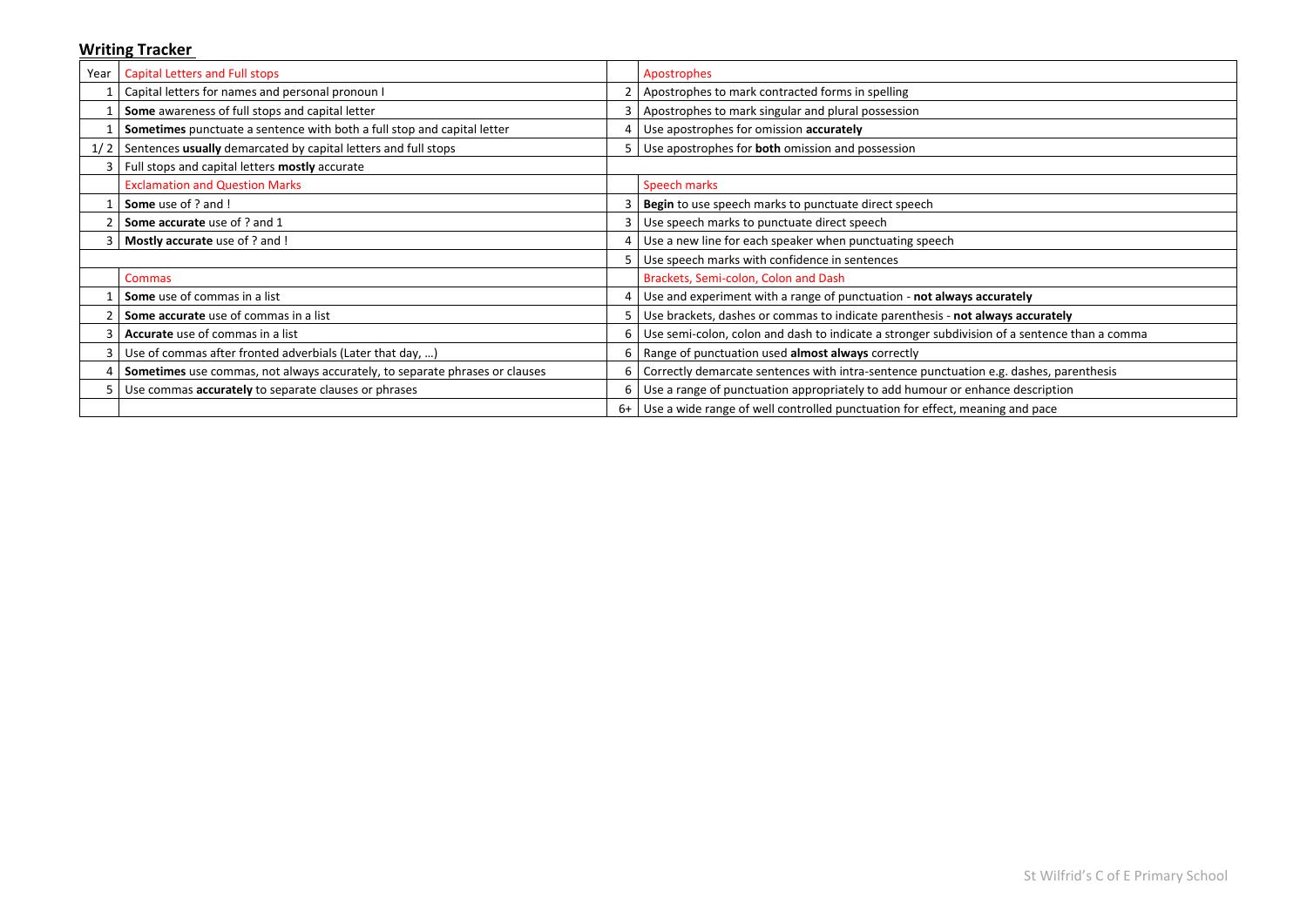## Writing Tracker

| Year | Capital Letters and Full stops | | Apostrophes |
|---|---|---|---|
| 1 | Capital letters for names and personal pronoun I | 2 | Apostrophes to mark contracted forms in spelling |
| 1 | **Some** awareness of full stops and capital letter | 3 | Apostrophes to mark singular and plural possession |
| 1 | **Sometimes** punctuate a sentence with both a full stop and capital letter | 4 | Use apostrophes for omission **accurately** |
| 1/ 2 | Sentences **usually** demarcated by capital letters and full stops | 5 | Use apostrophes for **both** omission and possession |
| 3 | Full stops and capital letters **mostly** accurate | | |
| | Exclamation and Question Marks | | Speech marks |
| 1 | **Some** use of ? and ! | 3 | **Begin** to use speech marks to punctuate direct speech |
| 2 | **Some accurate** use of ? and 1 | 3 | Use speech marks to punctuate direct speech |
| 3 | **Mostly accurate** use of ? and ! | 4 | Use a new line for each speaker when punctuating speech |
| | | 5 | Use speech marks with confidence in sentences |
| | Commas | | Brackets, Semi-colon, Colon and Dash |
| 1 | **Some** use of commas in a list | 4 | Use and experiment with a range of punctuation - **not always accurately** |
| 2 | **Some accurate** use of commas in a list | 5 | Use brackets, dashes or commas to indicate parenthesis - **not always accurately** |
| 3 | **Accurate** use of commas in a list | 6 | Use semi-colon, colon and dash to indicate a stronger subdivision of a sentence than a comma |
| 3 | Use of commas after fronted adverbials (Later that day, …) | 6 | Range of punctuation used **almost always** correctly |
| 4 | **Sometimes** use commas, not always accurately, to separate phrases or clauses | 6 | Correctly demarcate sentences with intra-sentence punctuation e.g. dashes, parenthesis |
| 5 | Use commas **accurately** to separate clauses or phrases | 6 | Use a range of punctuation appropriately to add humour or enhance description |
| | | 6+ | Use a wide range of well controlled punctuation for effect, meaning and pace |